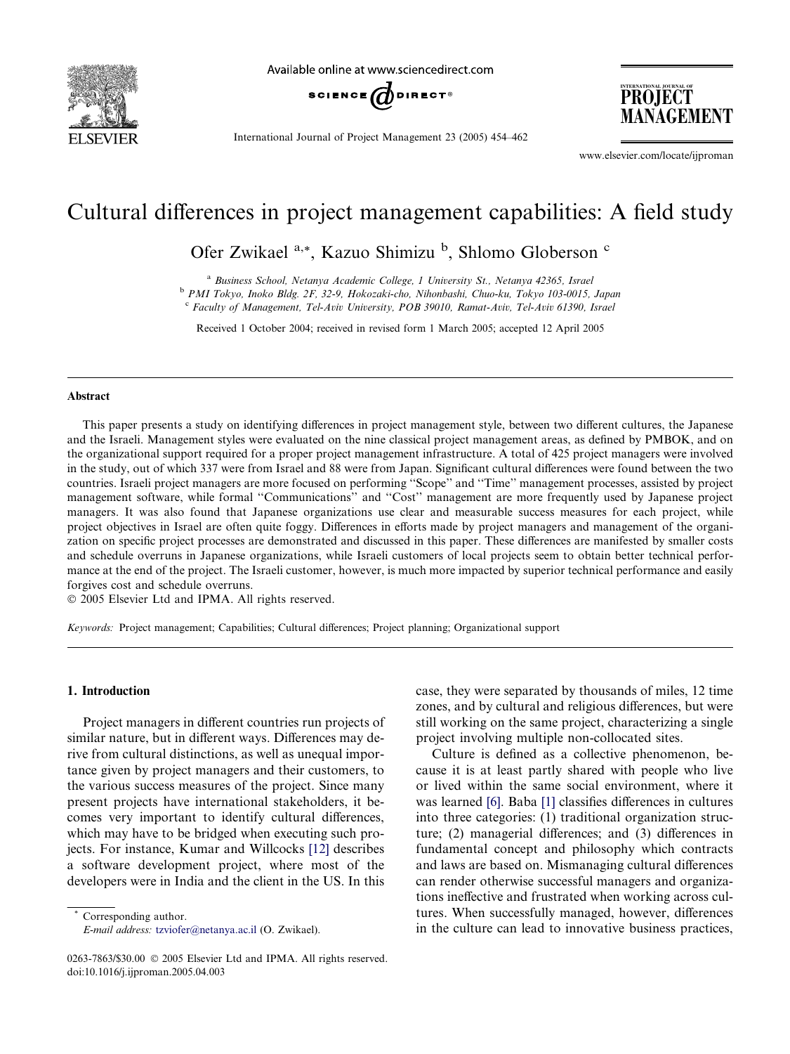# Cultural differences in project management capabilities: A field study

Ofer Zwikael [a,*], Kazuo Shimizu [b], Shlomo Globerson [c]

[a] Business School, Netanya Academic College, 1 University St., Netanya 42365, Israel
[b] PMI Tokyo, Inoko Bldg. 2F, 32-9, Hokozaki-cho, Nihonbashi, Chuo-ku, Tokyo 103-0015, Japan
[c] Faculty of Management, Tel-Aviv University, POB 39010, Ramat-Aviv, Tel-Aviv 61390, Israel

Received 1 October 2004; received in revised form 1 March 2005; accepted 12 April 2005

## Abstract

This paper presents a study on identifying differences in project management style, between two different cultures, the Japanese and the Israeli. Management styles were evaluated on the nine classical project management areas, as defined by PMBOK, and on the organizational support required for a proper project management infrastructure. A total of 425 project managers were involved in the study, out of which 337 were from Israel and 88 were from Japan. Significant cultural differences were found between the two countries. Israeli project managers are more focused on performing "Scope" and "Time" management processes, assisted by project management software, while formal "Communications" and "Cost" management are more frequently used by Japanese project managers. It was also found that Japanese organizations use clear and measurable success measures for each project, while project objectives in Israel are often quite foggy. Differences in efforts made by project managers and management of the organization on specific project processes are demonstrated and discussed in this paper. These differences are manifested by smaller costs and schedule overruns in Japanese organizations, while Israeli customers of local projects seem to obtain better technical performance at the end of the project. The Israeli customer, however, is much more impacted by superior technical performance and easily forgives cost and schedule overruns.

© 2005 Elsevier Ltd and IPMA. All rights reserved.

*Keywords:* Project management; Capabilities; Cultural differences; Project planning; Organizational support

## 1. Introduction

Project managers in different countries run projects of similar nature, but in different ways. Differences may derive from cultural distinctions, as well as unequal importance given by project managers and their customers, to the various success measures of the project. Since many present projects have international stakeholders, it becomes very important to identify cultural differences, which may have to be bridged when executing such projects. For instance, Kumar and Willcocks [12] describes a software development project, where most of the developers were in India and the client in the US. In this case, they were separated by thousands of miles, 12 time zones, and by cultural and religious differences, but were still working on the same project, characterizing a single project involving multiple non-collocated sites.

Culture is defined as a collective phenomenon, because it is at least partly shared with people who live or lived within the same social environment, where it was learned [6]. Baba [1] classifies differences in cultures into three categories: (1) traditional organization structure; (2) managerial differences; and (3) differences in fundamental concept and philosophy which contracts and laws are based on. Mismanaging cultural differences can render otherwise successful managers and organizations ineffective and frustrated when working across cultures. When successfully managed, however, differences in the culture can lead to innovative business practices,

* Corresponding author.
*E-mail address:* tzviofer@netanya.ac.il (O. Zwikael).

0263-7863/$30.00 © 2005 Elsevier Ltd and IPMA. All rights reserved.
doi:10.1016/j.ijproman.2005.04.003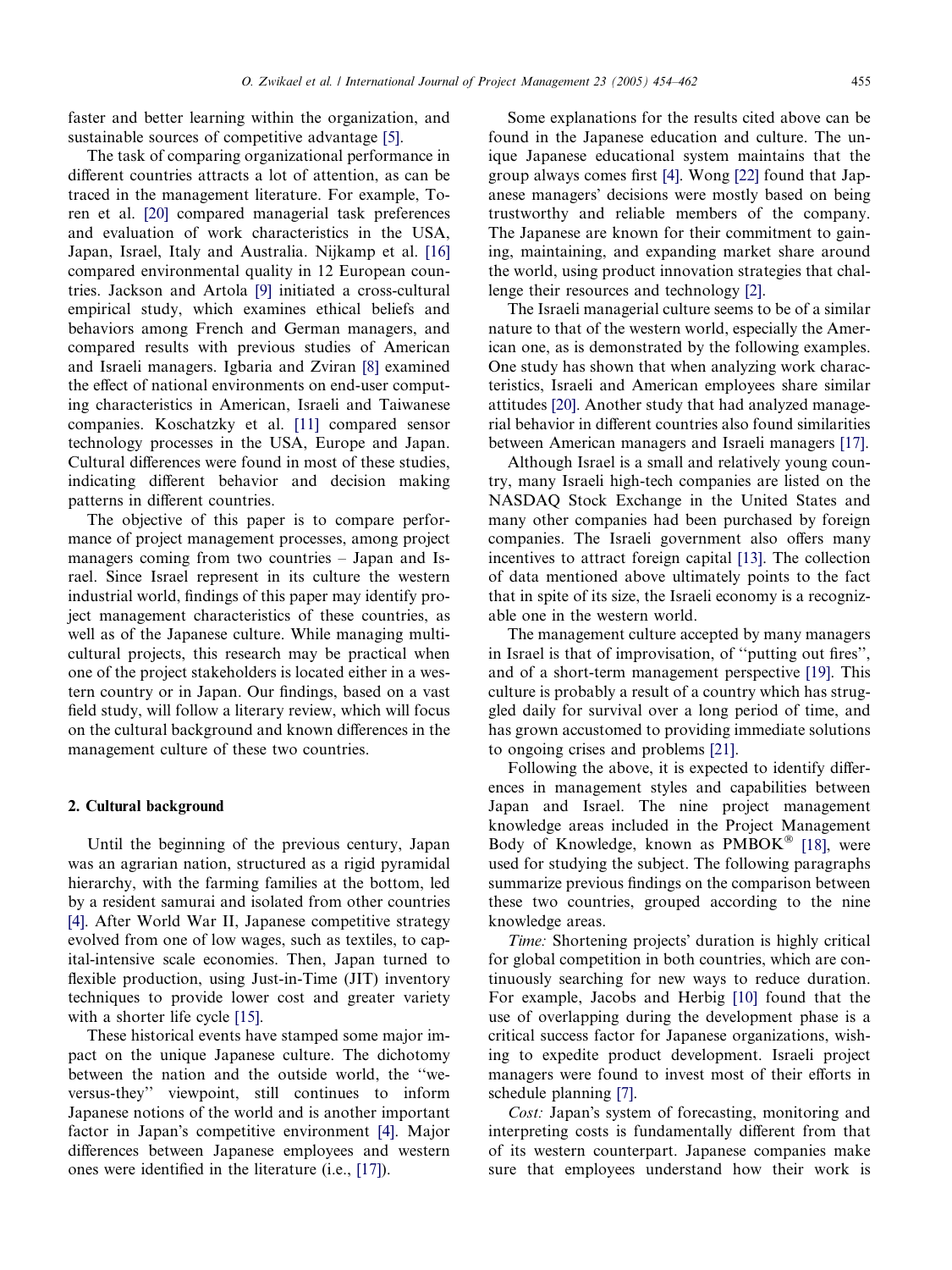faster and better learning within the organization, and sustainable sources of competitive advantage [5].

The task of comparing organizational performance in different countries attracts a lot of attention, as can be traced in the management literature. For example, Toren et al. [20] compared managerial task preferences and evaluation of work characteristics in the USA, Japan, Israel, Italy and Australia. Nijkamp et al. [16] compared environmental quality in 12 European countries. Jackson and Artola [9] initiated a cross-cultural empirical study, which examines ethical beliefs and behaviors among French and German managers, and compared results with previous studies of American and Israeli managers. Igbaria and Zviran [8] examined the effect of national environments on end-user computing characteristics in American, Israeli and Taiwanese companies. Koschatzky et al. [11] compared sensor technology processes in the USA, Europe and Japan. Cultural differences were found in most of these studies, indicating different behavior and decision making patterns in different countries.

The objective of this paper is to compare performance of project management processes, among project managers coming from two countries – Japan and Israel. Since Israel represent in its culture the western industrial world, findings of this paper may identify project management characteristics of these countries, as well as of the Japanese culture. While managing multicultural projects, this research may be practical when one of the project stakeholders is located either in a western country or in Japan. Our findings, based on a vast field study, will follow a literary review, which will focus on the cultural background and known differences in the management culture of these two countries.

## 2. Cultural background

Until the beginning of the previous century, Japan was an agrarian nation, structured as a rigid pyramidal hierarchy, with the farming families at the bottom, led by a resident samurai and isolated from other countries [4]. After World War II, Japanese competitive strategy evolved from one of low wages, such as textiles, to capital-intensive scale economies. Then, Japan turned to flexible production, using Just-in-Time (JIT) inventory techniques to provide lower cost and greater variety with a shorter life cycle [15].

These historical events have stamped some major impact on the unique Japanese culture. The dichotomy between the nation and the outside world, the ''we-versus-they'' viewpoint, still continues to inform Japanese notions of the world and is another important factor in Japan's competitive environment [4]. Major differences between Japanese employees and western ones were identified in the literature (i.e., [17]).

Some explanations for the results cited above can be found in the Japanese education and culture. The unique Japanese educational system maintains that the group always comes first [4]. Wong [22] found that Japanese managers' decisions were mostly based on being trustworthy and reliable members of the company. The Japanese are known for their commitment to gaining, maintaining, and expanding market share around the world, using product innovation strategies that challenge their resources and technology [2].

The Israeli managerial culture seems to be of a similar nature to that of the western world, especially the American one, as is demonstrated by the following examples. One study has shown that when analyzing work characteristics, Israeli and American employees share similar attitudes [20]. Another study that had analyzed managerial behavior in different countries also found similarities between American managers and Israeli managers [17].

Although Israel is a small and relatively young country, many Israeli high-tech companies are listed on the NASDAQ Stock Exchange in the United States and many other companies had been purchased by foreign companies. The Israeli government also offers many incentives to attract foreign capital [13]. The collection of data mentioned above ultimately points to the fact that in spite of its size, the Israeli economy is a recognizable one in the western world.

The management culture accepted by many managers in Israel is that of improvisation, of ''putting out fires'', and of a short-term management perspective [19]. This culture is probably a result of a country which has struggled daily for survival over a long period of time, and has grown accustomed to providing immediate solutions to ongoing crises and problems [21].

Following the above, it is expected to identify differences in management styles and capabilities between Japan and Israel. The nine project management knowledge areas included in the Project Management Body of Knowledge, known as PMBOK® [18], were used for studying the subject. The following paragraphs summarize previous findings on the comparison between these two countries, grouped according to the nine knowledge areas.

*Time:* Shortening projects' duration is highly critical for global competition in both countries, which are continuously searching for new ways to reduce duration. For example, Jacobs and Herbig [10] found that the use of overlapping during the development phase is a critical success factor for Japanese organizations, wishing to expedite product development. Israeli project managers were found to invest most of their efforts in schedule planning [7].

*Cost:* Japan's system of forecasting, monitoring and interpreting costs is fundamentally different from that of its western counterpart. Japanese companies make sure that employees understand how their work is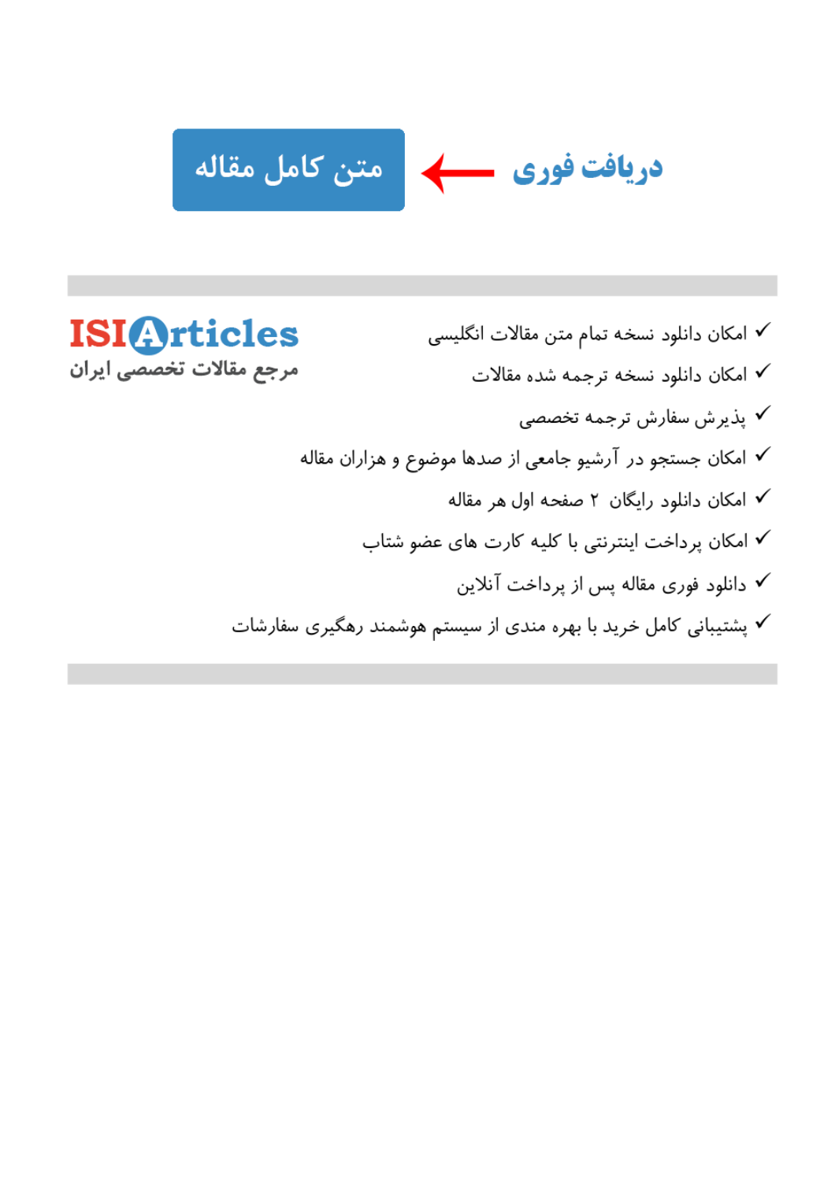دریافت فوری ← متن کامل مقاله

**ISIArticles**
مرجع مقالات تخصصی ایران

- ✓ امکان دانلود نسخه تمام متن مقالات انگلیسی
- ✓ امکان دانلود نسخه ترجمه شده مقالات
- ✓ پذیرش سفارش ترجمه تخصصی
- ✓ امکان جستجو در آرشیو جامعی از صدها موضوع و هزاران مقاله
- ✓ امکان دانلود رایگان ۲ صفحه اول هر مقاله
- ✓ امکان پرداخت اینترنتی با کلیه کارت های عضو شتاب
- ✓ دانلود فوری مقاله پس از پرداخت آنلاین
- ✓ پشتیبانی کامل خرید با بهره مندی از سیستم هوشمند رهگیری سفارشات